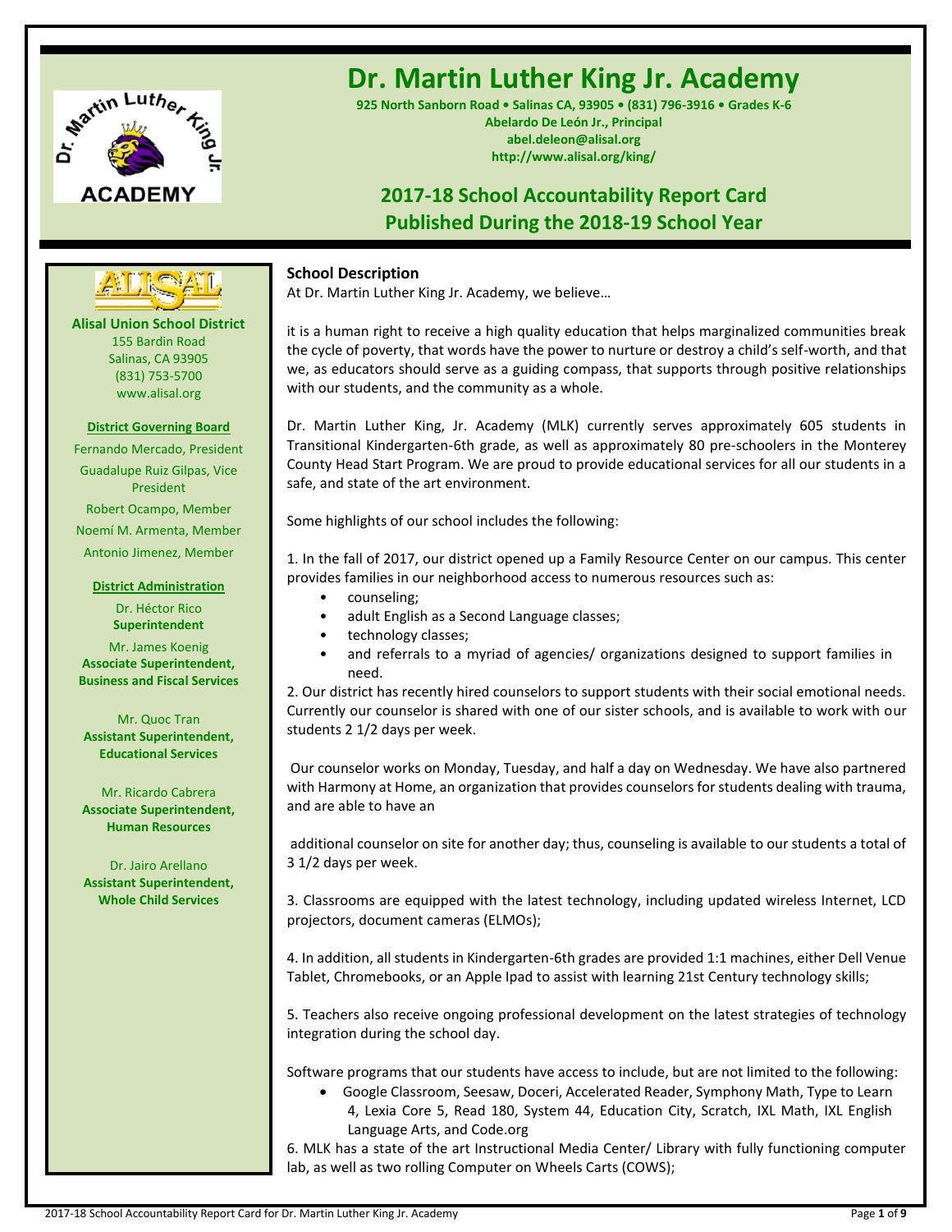# Dr. Martin Luther King Jr. Academy

**925 North Sanborn Road • Salinas CA, 93905 • (831) 796-3916 • Grades K-6**
**Abelardo De León Jr., Principal**
**abel.deleon@alisal.org**
**http://www.alisal.org/king/**

## 2017-18 School Accountability Report Card
## Published During the 2018-19 School Year

**Alisal Union School District**
155 Bardin Road
Salinas, CA 93905
(831) 753-5700
www.alisal.org

**District Governing Board**

Fernando Mercado, President
Guadalupe Ruiz Gilpas, Vice President
Robert Ocampo, Member
Noemí M. Armenta, Member
Antonio Jimenez, Member

**District Administration**

Dr. Héctor Rico
**Superintendent**

Mr. James Koenig
**Associate Superintendent, Business and Fiscal Services**

Mr. Quoc Tran
**Assistant Superintendent, Educational Services**

Mr. Ricardo Cabrera
**Associate Superintendent, Human Resources**

Dr. Jairo Arellano
**Assistant Superintendent, Whole Child Services**

### School Description

At Dr. Martin Luther King Jr. Academy, we believe…

it is a human right to receive a high quality education that helps marginalized communities break the cycle of poverty, that words have the power to nurture or destroy a child's self-worth, and that we, as educators should serve as a guiding compass, that supports through positive relationships with our students, and the community as a whole.

Dr. Martin Luther King, Jr. Academy (MLK) currently serves approximately 605 students in Transitional Kindergarten-6th grade, as well as approximately 80 pre-schoolers in the Monterey County Head Start Program. We are proud to provide educational services for all our students in a safe, and state of the art environment.

Some highlights of our school includes the following:

1. In the fall of 2017, our district opened up a Family Resource Center on our campus. This center provides families in our neighborhood access to numerous resources such as:
   - counseling;
   - adult English as a Second Language classes;
   - technology classes;
   - and referrals to a myriad of agencies/ organizations designed to support families in need.

2. Our district has recently hired counselors to support students with their social emotional needs. Currently our counselor is shared with one of our sister schools, and is available to work with our students 2 1/2 days per week.

Our counselor works on Monday, Tuesday, and half a day on Wednesday. We have also partnered with Harmony at Home, an organization that provides counselors for students dealing with trauma, and are able to have an

additional counselor on site for another day; thus, counseling is available to our students a total of 3 1/2 days per week.

3. Classrooms are equipped with the latest technology, including updated wireless Internet, LCD projectors, document cameras (ELMOs);

4. In addition, all students in Kindergarten-6th grades are provided 1:1 machines, either Dell Venue Tablet, Chromebooks, or an Apple Ipad to assist with learning 21st Century technology skills;

5. Teachers also receive ongoing professional development on the latest strategies of technology integration during the school day.

Software programs that our students have access to include, but are not limited to the following:

- Google Classroom, Seesaw, Doceri, Accelerated Reader, Symphony Math, Type to Learn 4, Lexia Core 5, Read 180, System 44, Education City, Scratch, IXL Math, IXL English Language Arts, and Code.org

6. MLK has a state of the art Instructional Media Center/ Library with fully functioning computer lab, as well as two rolling Computer on Wheels Carts (COWS);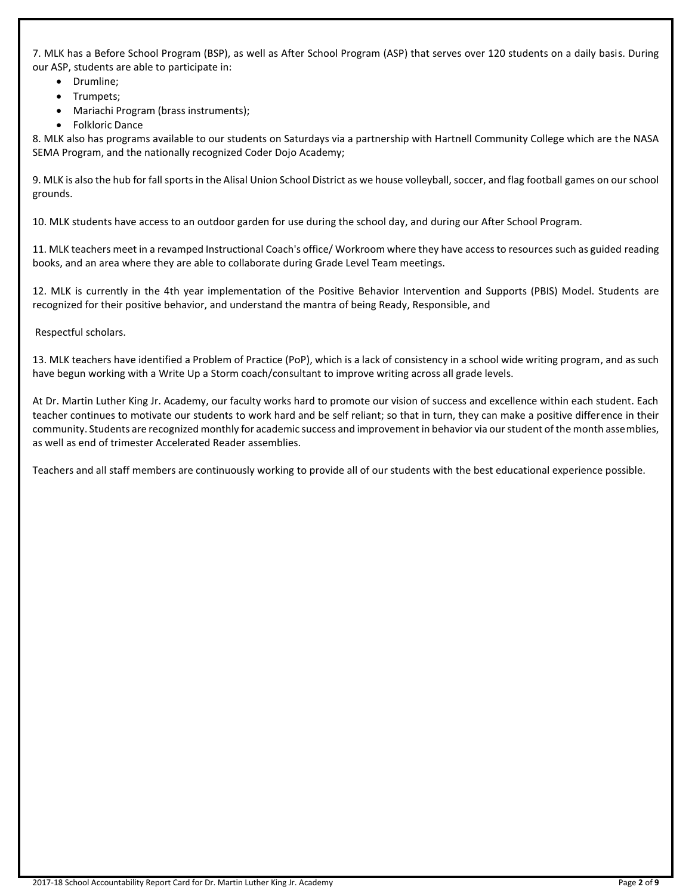7. MLK has a Before School Program (BSP), as well as After School Program (ASP) that serves over 120 students on a daily basis. During our ASP, students are able to participate in:

- Drumline;
- Trumpets;
- Mariachi Program (brass instruments);
- Folkloric Dance

8. MLK also has programs available to our students on Saturdays via a partnership with Hartnell Community College which are the NASA SEMA Program, and the nationally recognized Coder Dojo Academy;

9. MLK is also the hub for fall sports in the Alisal Union School District as we house volleyball, soccer, and flag football games on our school grounds.

10. MLK students have access to an outdoor garden for use during the school day, and during our After School Program.

11. MLK teachers meet in a revamped Instructional Coach's office/ Workroom where they have access to resources such as guided reading books, and an area where they are able to collaborate during Grade Level Team meetings.

12. MLK is currently in the 4th year implementation of the Positive Behavior Intervention and Supports (PBIS) Model. Students are recognized for their positive behavior, and understand the mantra of being Ready, Responsible, and

Respectful scholars.

13. MLK teachers have identified a Problem of Practice (PoP), which is a lack of consistency in a school wide writing program, and as such have begun working with a Write Up a Storm coach/consultant to improve writing across all grade levels.

At Dr. Martin Luther King Jr. Academy, our faculty works hard to promote our vision of success and excellence within each student. Each teacher continues to motivate our students to work hard and be self reliant; so that in turn, they can make a positive difference in their community. Students are recognized monthly for academic success and improvement in behavior via our student of the month assemblies, as well as end of trimester Accelerated Reader assemblies.

Teachers and all staff members are continuously working to provide all of our students with the best educational experience possible.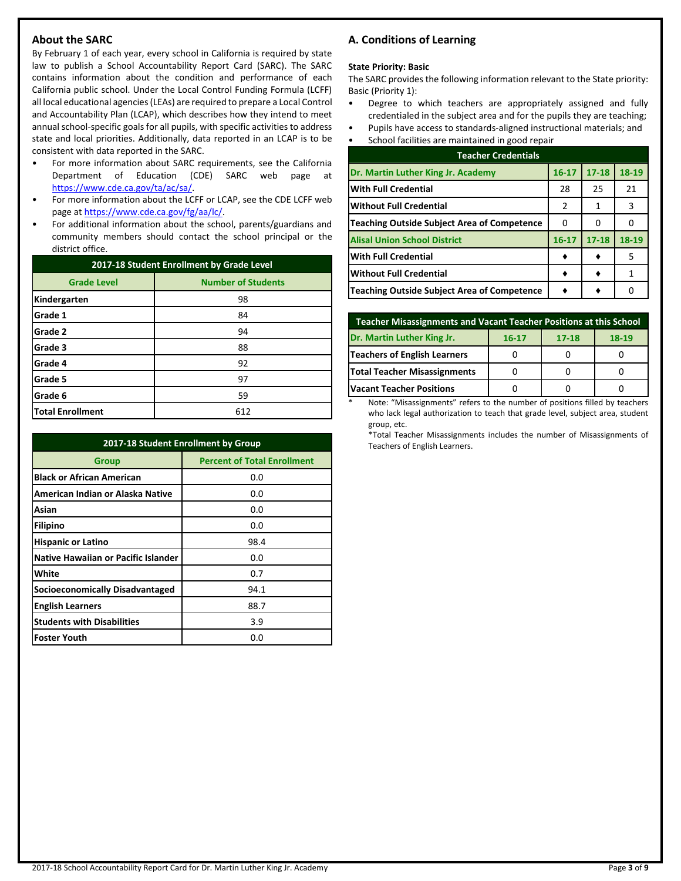## About the SARC

By February 1 of each year, every school in California is required by state law to publish a School Accountability Report Card (SARC). The SARC contains information about the condition and performance of each California public school. Under the Local Control Funding Formula (LCFF) all local educational agencies (LEAs) are required to prepare a Local Control and Accountability Plan (LCAP), which describes how they intend to meet annual school-specific goals for all pupils, with specific activities to address state and local priorities. Additionally, data reported in an LCAP is to be consistent with data reported in the SARC.

- For more information about SARC requirements, see the California Department of Education (CDE) SARC web page at https://www.cde.ca.gov/ta/ac/sa/.
- For more information about the LCFF or LCAP, see the CDE LCFF web page at https://www.cde.ca.gov/fg/aa/lc/.
- For additional information about the school, parents/guardians and community members should contact the school principal or the district office.

| 2017-18 Student Enrollment by Grade Level | |
|---|---|
| **Grade Level** | **Number of Students** |
| **Kindergarten** | 98 |
| **Grade 1** | 84 |
| **Grade 2** | 94 |
| **Grade 3** | 88 |
| **Grade 4** | 92 |
| **Grade 5** | 97 |
| **Grade 6** | 59 |
| **Total Enrollment** | 612 |

| 2017-18 Student Enrollment by Group | |
|---|---|
| **Group** | **Percent of Total Enrollment** |
| **Black or African American** | 0.0 |
| **American Indian or Alaska Native** | 0.0 |
| **Asian** | 0.0 |
| **Filipino** | 0.0 |
| **Hispanic or Latino** | 98.4 |
| **Native Hawaiian or Pacific Islander** | 0.0 |
| **White** | 0.7 |
| **Socioeconomically Disadvantaged** | 94.1 |
| **English Learners** | 88.7 |
| **Students with Disabilities** | 3.9 |
| **Foster Youth** | 0.0 |

## A. Conditions of Learning

**State Priority: Basic**

The SARC provides the following information relevant to the State priority: Basic (Priority 1):

- Degree to which teachers are appropriately assigned and fully credentialed in the subject area and for the pupils they are teaching;
- Pupils have access to standards-aligned instructional materials; and
- School facilities are maintained in good repair

| Teacher Credentials | | | |
|---|---|---|---|
| **Dr. Martin Luther King Jr. Academy** | **16-17** | **17-18** | **18-19** |
| **With Full Credential** | 28 | 25 | 21 |
| **Without Full Credential** | 2 | 1 | 3 |
| **Teaching Outside Subject Area of Competence** | 0 | 0 | 0 |
| **Alisal Union School District** | **16-17** | **17-18** | **18-19** |
| **With Full Credential** | ♦ | ♦ | 5 |
| **Without Full Credential** | ♦ | ♦ | 1 |
| **Teaching Outside Subject Area of Competence** | ♦ | ♦ | 0 |

| Teacher Misassignments and Vacant Teacher Positions at this School | | | |
|---|---|---|---|
| **Dr. Martin Luther King Jr.** | **16-17** | **17-18** | **18-19** |
| **Teachers of English Learners** | 0 | 0 | 0 |
| **Total Teacher Misassignments** | 0 | 0 | 0 |
| **Vacant Teacher Positions** | 0 | 0 | 0 |

\* Note: "Misassignments" refers to the number of positions filled by teachers who lack legal authorization to teach that grade level, subject area, student group, etc.

*Total Teacher Misassignments includes the number of Misassignments of Teachers of English Learners.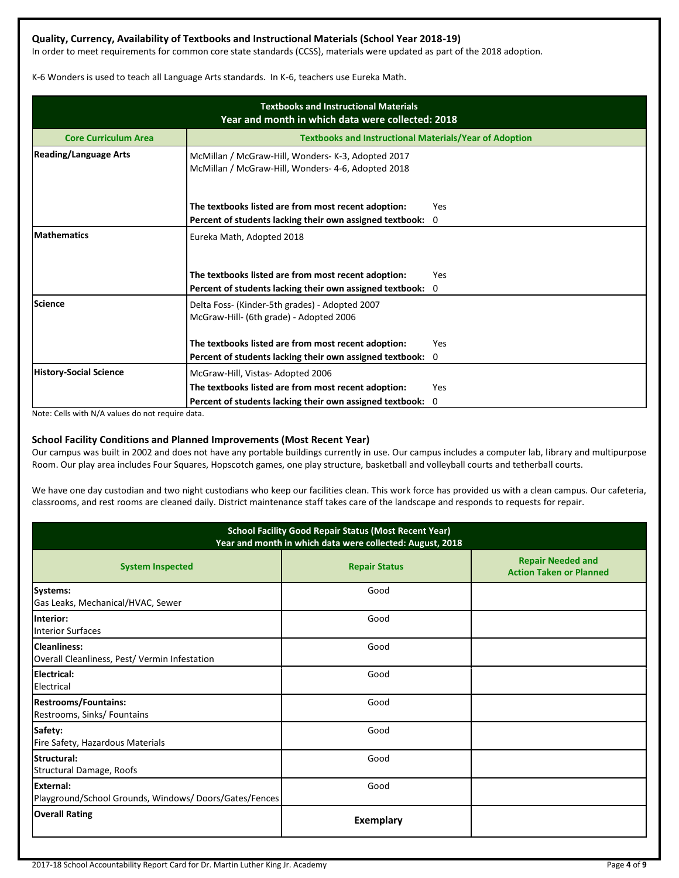### Quality, Currency, Availability of Textbooks and Instructional Materials (School Year 2018-19)

In order to meet requirements for common core state standards (CCSS), materials were updated as part of the 2018 adoption.

K-6 Wonders is used to teach all Language Arts standards. In K-6, teachers use Eureka Math.

| Textbooks and Instructional Materials Year and month in which data were collected: 2018 | |
|---|---|
| **Core Curriculum Area** | **Textbooks and Instructional Materials/Year of Adoption** |
| **Reading/Language Arts** | McMillan / McGraw-Hill, Wonders- K-3, Adopted 2017<br>McMillan / McGraw-Hill, Wonders- 4-6, Adopted 2018<br><br>**The textbooks listed are from most recent adoption:** Yes<br>**Percent of students lacking their own assigned textbook:** 0 |
| **Mathematics** | Eureka Math, Adopted 2018<br><br>**The textbooks listed are from most recent adoption:** Yes<br>**Percent of students lacking their own assigned textbook:** 0 |
| **Science** | Delta Foss- (Kinder-5th grades) - Adopted 2007<br>McGraw-Hill- (6th grade) - Adopted 2006<br><br>**The textbooks listed are from most recent adoption:** Yes<br>**Percent of students lacking their own assigned textbook:** 0 |
| **History-Social Science** | McGraw-Hill, Vistas- Adopted 2006<br>**The textbooks listed are from most recent adoption:** Yes<br>**Percent of students lacking their own assigned textbook:** 0 |

Note: Cells with N/A values do not require data.

### School Facility Conditions and Planned Improvements (Most Recent Year)

Our campus was built in 2002 and does not have any portable buildings currently in use. Our campus includes a computer lab, library and multipurpose Room. Our play area includes Four Squares, Hopscotch games, one play structure, basketball and volleyball courts and tetherball courts.

We have one day custodian and two night custodians who keep our facilities clean. This work force has provided us with a clean campus. Our cafeteria, classrooms, and rest rooms are cleaned daily. District maintenance staff takes care of the landscape and responds to requests for repair.

| School Facility Good Repair Status (Most Recent Year) Year and month in which data were collected: August, 2018 | | |
|---|---|---|
| **System Inspected** | **Repair Status** | **Repair Needed and Action Taken or Planned** |
| **Systems:**<br>Gas Leaks, Mechanical/HVAC, Sewer | Good | |
| **Interior:**<br>Interior Surfaces | Good | |
| **Cleanliness:**<br>Overall Cleanliness, Pest/ Vermin Infestation | Good | |
| **Electrical:**<br>Electrical | Good | |
| **Restrooms/Fountains:**<br>Restrooms, Sinks/ Fountains | Good | |
| **Safety:**<br>Fire Safety, Hazardous Materials | Good | |
| **Structural:**<br>Structural Damage, Roofs | Good | |
| **External:**<br>Playground/School Grounds, Windows/ Doors/Gates/Fences | Good | |
| **Overall Rating** | **Exemplary** | |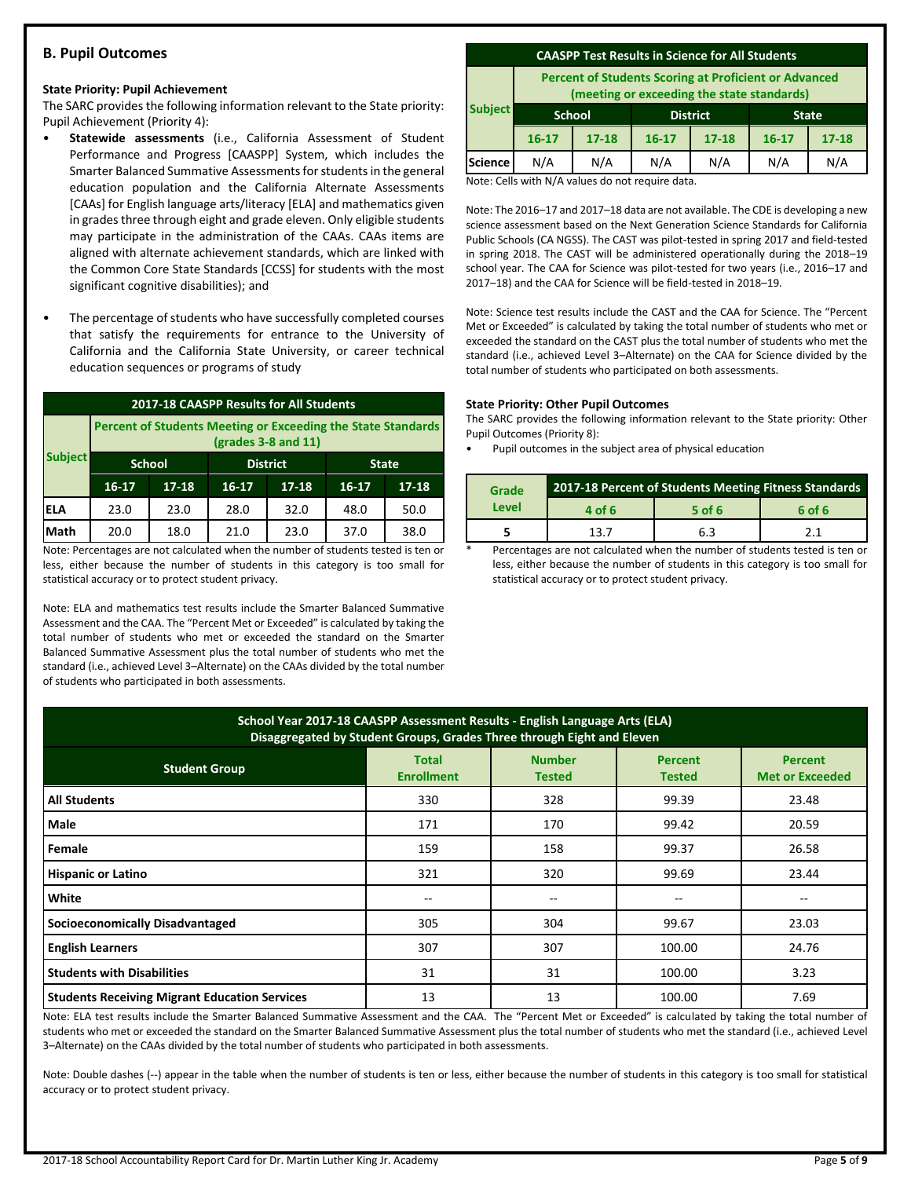## B. Pupil Outcomes

### State Priority: Pupil Achievement

The SARC provides the following information relevant to the State priority: Pupil Achievement (Priority 4):

- **Statewide assessments** (i.e., California Assessment of Student Performance and Progress [CAASPP] System, which includes the Smarter Balanced Summative Assessments for students in the general education population and the California Alternate Assessments [CAAs] for English language arts/literacy [ELA] and mathematics given in grades three through eight and grade eleven. Only eligible students may participate in the administration of the CAAs. CAAs items are aligned with alternate achievement standards, which are linked with the Common Core State Standards [CCSS] for students with the most significant cognitive disabilities); and
- The percentage of students who have successfully completed courses that satisfy the requirements for entrance to the University of California and the California State University, or career technical education sequences or programs of study

**2017-18 CAASPP Results for All Students**

| Subject | Percent of Students Meeting or Exceeding the State Standards (grades 3-8 and 11) | | | | | |
|---|---|---|---|---|---|---|
| | School | | District | | State | |
| | 16-17 | 17-18 | 16-17 | 17-18 | 16-17 | 17-18 |
| ELA | 23.0 | 23.0 | 28.0 | 32.0 | 48.0 | 50.0 |
| Math | 20.0 | 18.0 | 21.0 | 23.0 | 37.0 | 38.0 |

Note: Percentages are not calculated when the number of students tested is ten or less, either because the number of students in this category is too small for statistical accuracy or to protect student privacy.

Note: ELA and mathematics test results include the Smarter Balanced Summative Assessment and the CAA. The "Percent Met or Exceeded" is calculated by taking the total number of students who met or exceeded the standard on the Smarter Balanced Summative Assessment plus the total number of students who met the standard (i.e., achieved Level 3–Alternate) on the CAAs divided by the total number of students who participated in both assessments.

**CAASPP Test Results in Science for All Students**

| Subject | Percent of Students Scoring at Proficient or Advanced (meeting or exceeding the state standards) | | | | | |
|---|---|---|---|---|---|---|
| | School | | District | | State | |
| | 16-17 | 17-18 | 16-17 | 17-18 | 16-17 | 17-18 |
| Science | N/A | N/A | N/A | N/A | N/A | N/A |

Note: Cells with N/A values do not require data.

Note: The 2016–17 and 2017–18 data are not available. The CDE is developing a new science assessment based on the Next Generation Science Standards for California Public Schools (CA NGSS). The CAST was pilot-tested in spring 2017 and field-tested in spring 2018. The CAST will be administered operationally during the 2018–19 school year. The CAA for Science was pilot-tested for two years (i.e., 2016–17 and 2017–18) and the CAA for Science will be field-tested in 2018–19.

Note: Science test results include the CAST and the CAA for Science. The "Percent Met or Exceeded" is calculated by taking the total number of students who met or exceeded the standard on the CAST plus the total number of students who met the standard (i.e., achieved Level 3–Alternate) on the CAA for Science divided by the total number of students who participated on both assessments.

### State Priority: Other Pupil Outcomes

The SARC provides the following information relevant to the State priority: Other Pupil Outcomes (Priority 8):

- Pupil outcomes in the subject area of physical education

| Grade Level | 2017-18 Percent of Students Meeting Fitness Standards | | |
|---|---|---|---|
| | 4 of 6 | 5 of 6 | 6 of 6 |
| 5 | 13.7 | 6.3 | 2.1 |

\* Percentages are not calculated when the number of students tested is ten or less, either because the number of students in this category is too small for statistical accuracy or to protect student privacy.

**School Year 2017-18 CAASPP Assessment Results - English Language Arts (ELA) Disaggregated by Student Groups, Grades Three through Eight and Eleven**

| Student Group | Total Enrollment | Number Tested | Percent Tested | Percent Met or Exceeded |
|---|---|---|---|---|
| All Students | 330 | 328 | 99.39 | 23.48 |
| Male | 171 | 170 | 99.42 | 20.59 |
| Female | 159 | 158 | 99.37 | 26.58 |
| Hispanic or Latino | 321 | 320 | 99.69 | 23.44 |
| White | -- | -- | -- | -- |
| Socioeconomically Disadvantaged | 305 | 304 | 99.67 | 23.03 |
| English Learners | 307 | 307 | 100.00 | 24.76 |
| Students with Disabilities | 31 | 31 | 100.00 | 3.23 |
| Students Receiving Migrant Education Services | 13 | 13 | 100.00 | 7.69 |

Note: ELA test results include the Smarter Balanced Summative Assessment and the CAA. The "Percent Met or Exceeded" is calculated by taking the total number of students who met or exceeded the standard on the Smarter Balanced Summative Assessment plus the total number of students who met the standard (i.e., achieved Level 3–Alternate) on the CAAs divided by the total number of students who participated in both assessments.

Note: Double dashes (--) appear in the table when the number of students is ten or less, either because the number of students in this category is too small for statistical accuracy or to protect student privacy.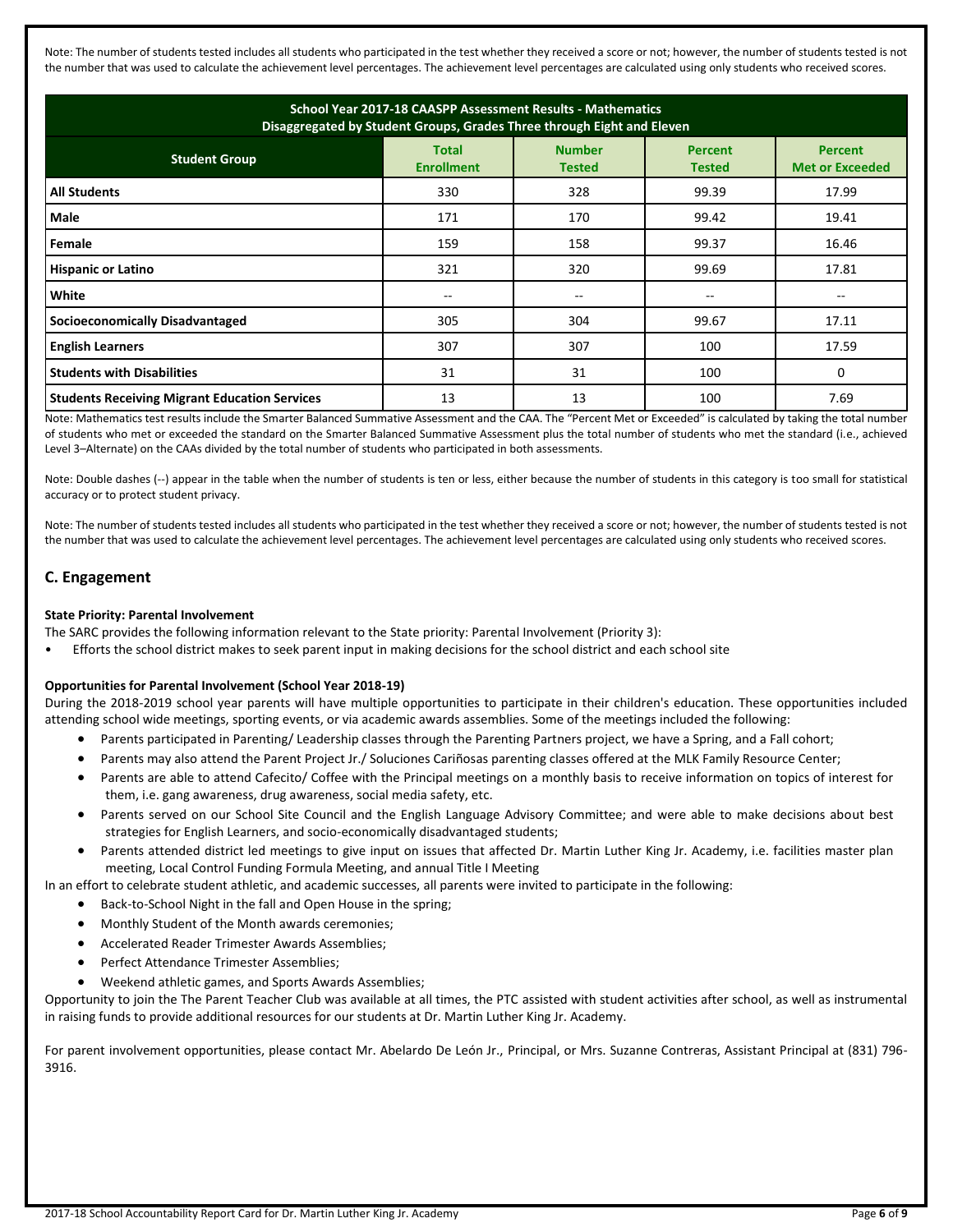Note: The number of students tested includes all students who participated in the test whether they received a score or not; however, the number of students tested is not the number that was used to calculate the achievement level percentages. The achievement level percentages are calculated using only students who received scores.

| School Year 2017-18 CAASPP Assessment Results - Mathematics Disaggregated by Student Groups, Grades Three through Eight and Eleven | | | | |
|---|---|---|---|---|
| **Student Group** | **Total Enrollment** | **Number Tested** | **Percent Tested** | **Percent Met or Exceeded** |
| **All Students** | 330 | 328 | 99.39 | 17.99 |
| **Male** | 171 | 170 | 99.42 | 19.41 |
| **Female** | 159 | 158 | 99.37 | 16.46 |
| **Hispanic or Latino** | 321 | 320 | 99.69 | 17.81 |
| **White** | -- | -- | -- | -- |
| **Socioeconomically Disadvantaged** | 305 | 304 | 99.67 | 17.11 |
| **English Learners** | 307 | 307 | 100 | 17.59 |
| **Students with Disabilities** | 31 | 31 | 100 | 0 |
| **Students Receiving Migrant Education Services** | 13 | 13 | 100 | 7.69 |

Note: Mathematics test results include the Smarter Balanced Summative Assessment and the CAA. The "Percent Met or Exceeded" is calculated by taking the total number of students who met or exceeded the standard on the Smarter Balanced Summative Assessment plus the total number of students who met the standard (i.e., achieved Level 3–Alternate) on the CAAs divided by the total number of students who participated in both assessments.

Note: Double dashes (--) appear in the table when the number of students is ten or less, either because the number of students in this category is too small for statistical accuracy or to protect student privacy.

Note: The number of students tested includes all students who participated in the test whether they received a score or not; however, the number of students tested is not the number that was used to calculate the achievement level percentages. The achievement level percentages are calculated using only students who received scores.

## C. Engagement

**State Priority: Parental Involvement**

The SARC provides the following information relevant to the State priority: Parental Involvement (Priority 3):

- Efforts the school district makes to seek parent input in making decisions for the school district and each school site

**Opportunities for Parental Involvement (School Year 2018-19)**

During the 2018-2019 school year parents will have multiple opportunities to participate in their children's education. These opportunities included attending school wide meetings, sporting events, or via academic awards assemblies. Some of the meetings included the following:

- Parents participated in Parenting/ Leadership classes through the Parenting Partners project, we have a Spring, and a Fall cohort;
- Parents may also attend the Parent Project Jr./ Soluciones Cariñosas parenting classes offered at the MLK Family Resource Center;
- Parents are able to attend Cafecito/ Coffee with the Principal meetings on a monthly basis to receive information on topics of interest for them, i.e. gang awareness, drug awareness, social media safety, etc.
- Parents served on our School Site Council and the English Language Advisory Committee; and were able to make decisions about best strategies for English Learners, and socio-economically disadvantaged students;
- Parents attended district led meetings to give input on issues that affected Dr. Martin Luther King Jr. Academy, i.e. facilities master plan meeting, Local Control Funding Formula Meeting, and annual Title I Meeting

In an effort to celebrate student athletic, and academic successes, all parents were invited to participate in the following:

- Back-to-School Night in the fall and Open House in the spring;
- Monthly Student of the Month awards ceremonies;
- Accelerated Reader Trimester Awards Assemblies;
- Perfect Attendance Trimester Assemblies;
- Weekend athletic games, and Sports Awards Assemblies;

Opportunity to join the The Parent Teacher Club was available at all times, the PTC assisted with student activities after school, as well as instrumental in raising funds to provide additional resources for our students at Dr. Martin Luther King Jr. Academy.

For parent involvement opportunities, please contact Mr. Abelardo De León Jr., Principal, or Mrs. Suzanne Contreras, Assistant Principal at (831) 796-3916.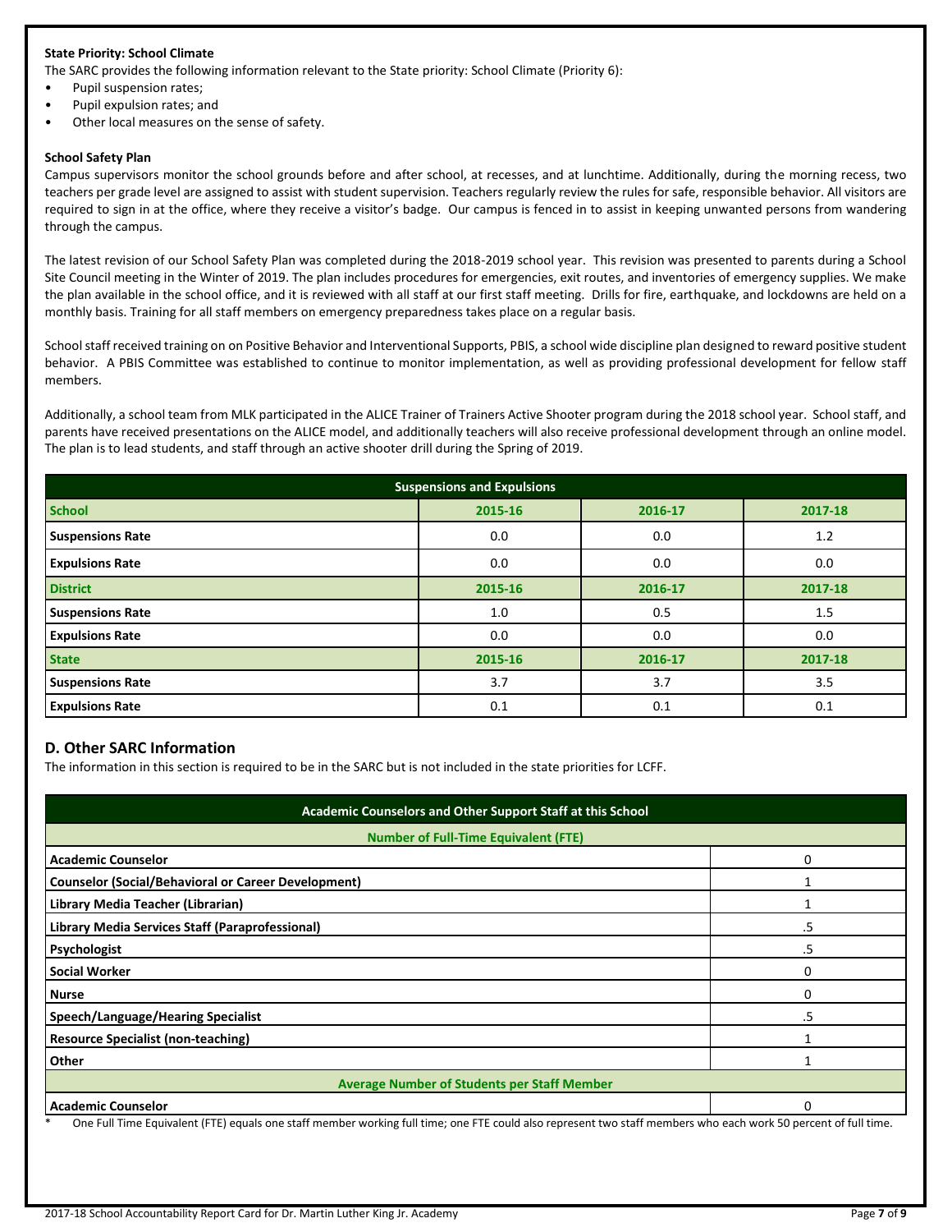**State Priority: School Climate**

The SARC provides the following information relevant to the State priority: School Climate (Priority 6):

- Pupil suspension rates;
- Pupil expulsion rates; and
- Other local measures on the sense of safety.

**School Safety Plan**

Campus supervisors monitor the school grounds before and after school, at recesses, and at lunchtime. Additionally, during the morning recess, two teachers per grade level are assigned to assist with student supervision. Teachers regularly review the rules for safe, responsible behavior. All visitors are required to sign in at the office, where they receive a visitor's badge. Our campus is fenced in to assist in keeping unwanted persons from wandering through the campus.

The latest revision of our School Safety Plan was completed during the 2018-2019 school year. This revision was presented to parents during a School Site Council meeting in the Winter of 2019. The plan includes procedures for emergencies, exit routes, and inventories of emergency supplies. We make the plan available in the school office, and it is reviewed with all staff at our first staff meeting. Drills for fire, earthquake, and lockdowns are held on a monthly basis. Training for all staff members on emergency preparedness takes place on a regular basis.

School staff received training on on Positive Behavior and Interventional Supports, PBIS, a school wide discipline plan designed to reward positive student behavior. A PBIS Committee was established to continue to monitor implementation, as well as providing professional development for fellow staff members.

Additionally, a school team from MLK participated in the ALICE Trainer of Trainers Active Shooter program during the 2018 school year. School staff, and parents have received presentations on the ALICE model, and additionally teachers will also receive professional development through an online model. The plan is to lead students, and staff through an active shooter drill during the Spring of 2019.

| Suspensions and Expulsions | | | |
|---|---|---|---|
| **School** | **2015-16** | **2016-17** | **2017-18** |
| **Suspensions Rate** | 0.0 | 0.0 | 1.2 |
| **Expulsions Rate** | 0.0 | 0.0 | 0.0 |
| **District** | **2015-16** | **2016-17** | **2017-18** |
| **Suspensions Rate** | 1.0 | 0.5 | 1.5 |
| **Expulsions Rate** | 0.0 | 0.0 | 0.0 |
| **State** | **2015-16** | **2016-17** | **2017-18** |
| **Suspensions Rate** | 3.7 | 3.7 | 3.5 |
| **Expulsions Rate** | 0.1 | 0.1 | 0.1 |

## D. Other SARC Information

The information in this section is required to be in the SARC but is not included in the state priorities for LCFF.

| Academic Counselors and Other Support Staff at this School | |
|---|---|
| **Number of Full-Time Equivalent (FTE)** | |
| **Academic Counselor** | 0 |
| **Counselor (Social/Behavioral or Career Development)** | 1 |
| **Library Media Teacher (Librarian)** | 1 |
| **Library Media Services Staff (Paraprofessional)** | .5 |
| **Psychologist** | .5 |
| **Social Worker** | 0 |
| **Nurse** | 0 |
| **Speech/Language/Hearing Specialist** | .5 |
| **Resource Specialist (non-teaching)** | 1 |
| **Other** | 1 |
| **Average Number of Students per Staff Member** | |
| **Academic Counselor** | 0 |

\* One Full Time Equivalent (FTE) equals one staff member working full time; one FTE could also represent two staff members who each work 50 percent of full time.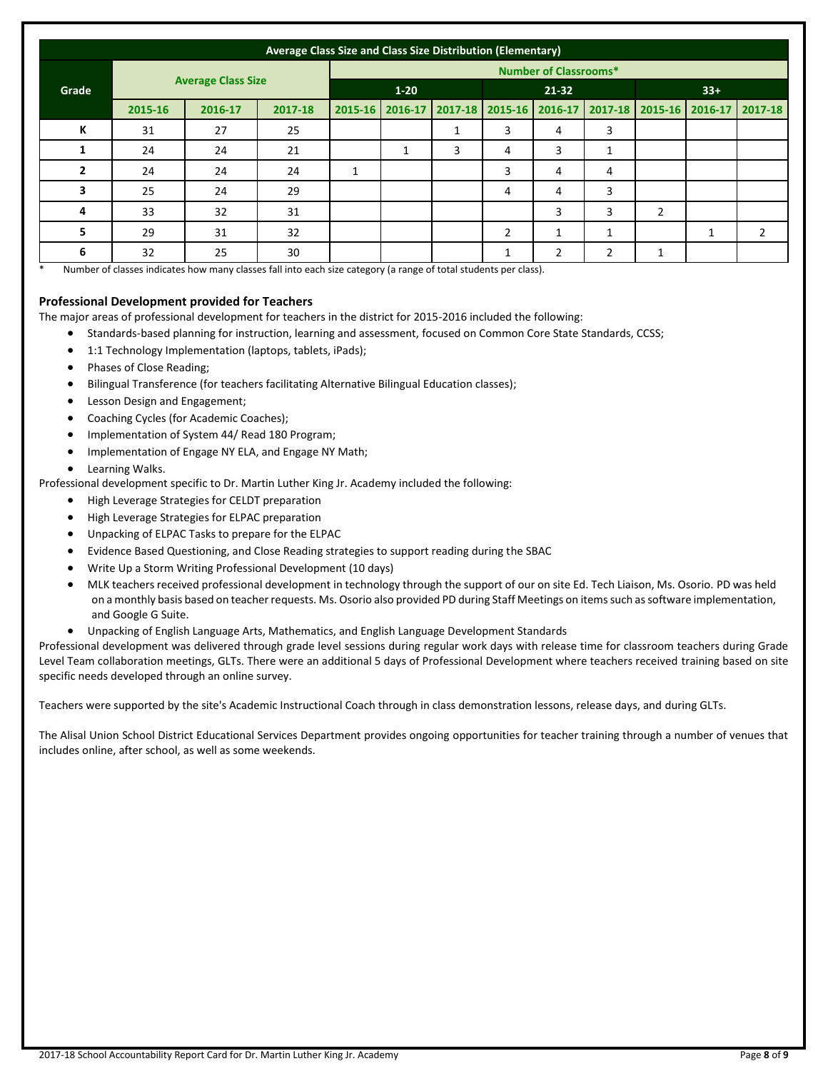| Grade | Average Class Size | | | Number of Classrooms* | | | | | | | | |
|---|---|---|---|---|---|---|---|---|---|---|---|---|
| | | | | 1-20 | | | 21-32 | | | 33+ | | |
| | 2015-16 | 2016-17 | 2017-18 | 2015-16 | 2016-17 | 2017-18 | 2015-16 | 2016-17 | 2017-18 | 2015-16 | 2016-17 | 2017-18 |
| K | 31 | 27 | 25 | | | 1 | 3 | 4 | 3 | | | |
| 1 | 24 | 24 | 21 | | 1 | 3 | 4 | 3 | 1 | | | |
| 2 | 24 | 24 | 24 | 1 | | | 3 | 4 | 4 | | | |
| 3 | 25 | 24 | 29 | | | | 4 | 4 | 3 | | | |
| 4 | 33 | 32 | 31 | | | | | 3 | 3 | 2 | | |
| 5 | 29 | 31 | 32 | | | | 2 | 1 | 1 | | 1 | 2 |
| 6 | 32 | 25 | 30 | | | | 1 | 2 | 2 | 1 | | |

Average Class Size and Class Size Distribution (Elementary)

* Number of classes indicates how many classes fall into each size category (a range of total students per class).

**Professional Development provided for Teachers**

The major areas of professional development for teachers in the district for 2015-2016 included the following:

- Standards-based planning for instruction, learning and assessment, focused on Common Core State Standards, CCSS;
- 1:1 Technology Implementation (laptops, tablets, iPads);
- Phases of Close Reading;
- Bilingual Transference (for teachers facilitating Alternative Bilingual Education classes);
- Lesson Design and Engagement;
- Coaching Cycles (for Academic Coaches);
- Implementation of System 44/ Read 180 Program;
- Implementation of Engage NY ELA, and Engage NY Math;
- Learning Walks.

Professional development specific to Dr. Martin Luther King Jr. Academy included the following:

- High Leverage Strategies for CELDT preparation
- High Leverage Strategies for ELPAC preparation
- Unpacking of ELPAC Tasks to prepare for the ELPAC
- Evidence Based Questioning, and Close Reading strategies to support reading during the SBAC
- Write Up a Storm Writing Professional Development (10 days)
- MLK teachers received professional development in technology through the support of our on site Ed. Tech Liaison, Ms. Osorio. PD was held on a monthly basis based on teacher requests. Ms. Osorio also provided PD during Staff Meetings on items such as software implementation, and Google G Suite.
- Unpacking of English Language Arts, Mathematics, and English Language Development Standards

Professional development was delivered through grade level sessions during regular work days with release time for classroom teachers during Grade Level Team collaboration meetings, GLTs. There were an additional 5 days of Professional Development where teachers received training based on site specific needs developed through an online survey.

Teachers were supported by the site's Academic Instructional Coach through in class demonstration lessons, release days, and during GLTs.

The Alisal Union School District Educational Services Department provides ongoing opportunities for teacher training through a number of venues that includes online, after school, as well as some weekends.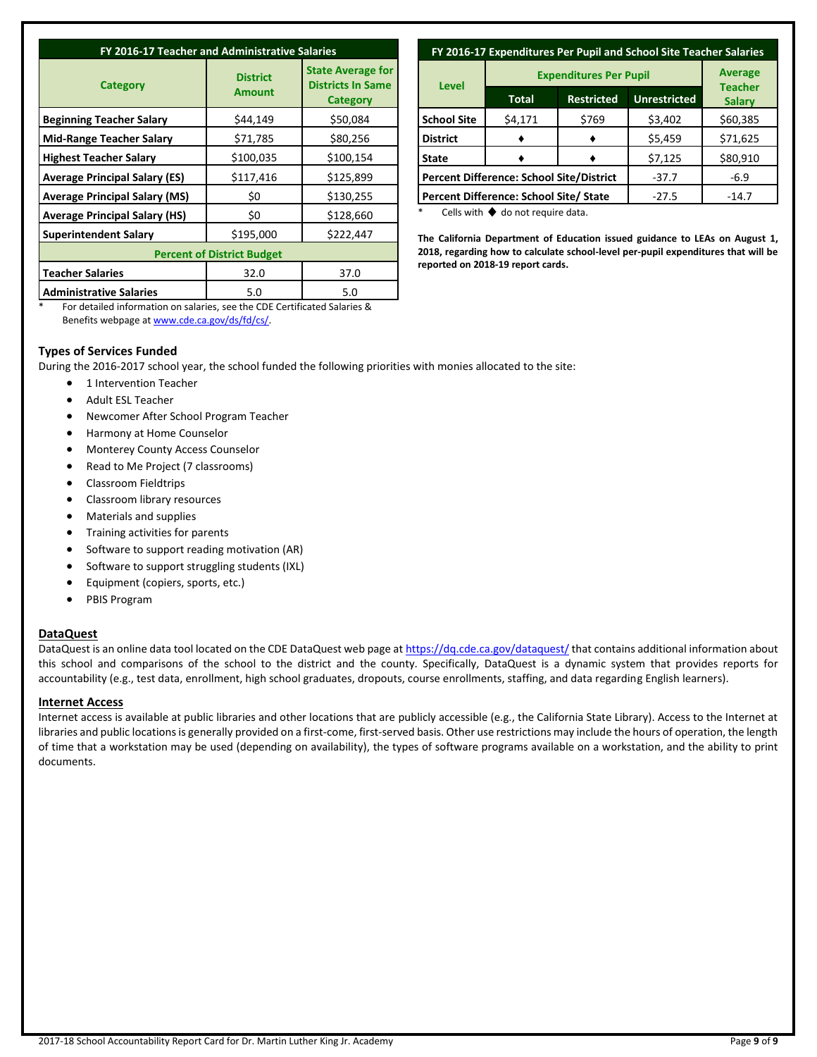| FY 2016-17 Teacher and Administrative Salaries | | |
|---|---|---|
| **Category** | **District Amount** | **State Average for Districts In Same Category** |
| **Beginning Teacher Salary** | $44,149 | $50,084 |
| **Mid-Range Teacher Salary** | $71,785 | $80,256 |
| **Highest Teacher Salary** | $100,035 | $100,154 |
| **Average Principal Salary (ES)** | $117,416 | $125,899 |
| **Average Principal Salary (MS)** | $0 | $130,255 |
| **Average Principal Salary (HS)** | $0 | $128,660 |
| **Superintendent Salary** | $195,000 | $222,447 |
| **Percent of District Budget** | | |
| **Teacher Salaries** | 32.0 | 37.0 |
| **Administrative Salaries** | 5.0 | 5.0 |

\* For detailed information on salaries, see the CDE Certificated Salaries & Benefits webpage at www.cde.ca.gov/ds/fd/cs/.

| FY 2016-17 Expenditures Per Pupil and School Site Teacher Salaries | | | | |
|---|---|---|---|---|
| **Level** | **Expenditures Per Pupil** | | | **Average Teacher Salary** |
| | **Total** | **Restricted** | **Unrestricted** | |
| **School Site** | $4,171 | $769 | $3,402 | $60,385 |
| **District** | ♦ | ♦ | $5,459 | $71,625 |
| **State** | ♦ | ♦ | $7,125 | $80,910 |
| **Percent Difference: School Site/District** | | | -37.7 | -6.9 |
| **Percent Difference: School Site/ State** | | | -27.5 | -14.7 |

\* Cells with ◆ do not require data.

**The California Department of Education issued guidance to LEAs on August 1, 2018, regarding how to calculate school-level per-pupil expenditures that will be reported on 2018-19 report cards.**

### Types of Services Funded

During the 2016-2017 school year, the school funded the following priorities with monies allocated to the site:

- 1 Intervention Teacher
- Adult ESL Teacher
- Newcomer After School Program Teacher
- Harmony at Home Counselor
- Monterey County Access Counselor
- Read to Me Project (7 classrooms)
- Classroom Fieldtrips
- Classroom library resources
- Materials and supplies
- Training activities for parents
- Software to support reading motivation (AR)
- Software to support struggling students (IXL)
- Equipment (copiers, sports, etc.)
- PBIS Program

### DataQuest

DataQuest is an online data tool located on the CDE DataQuest web page at https://dq.cde.ca.gov/dataquest/ that contains additional information about this school and comparisons of the school to the district and the county. Specifically, DataQuest is a dynamic system that provides reports for accountability (e.g., test data, enrollment, high school graduates, dropouts, course enrollments, staffing, and data regarding English learners).

### Internet Access

Internet access is available at public libraries and other locations that are publicly accessible (e.g., the California State Library). Access to the Internet at libraries and public locations is generally provided on a first-come, first-served basis. Other use restrictions may include the hours of operation, the length of time that a workstation may be used (depending on availability), the types of software programs available on a workstation, and the ability to print documents.